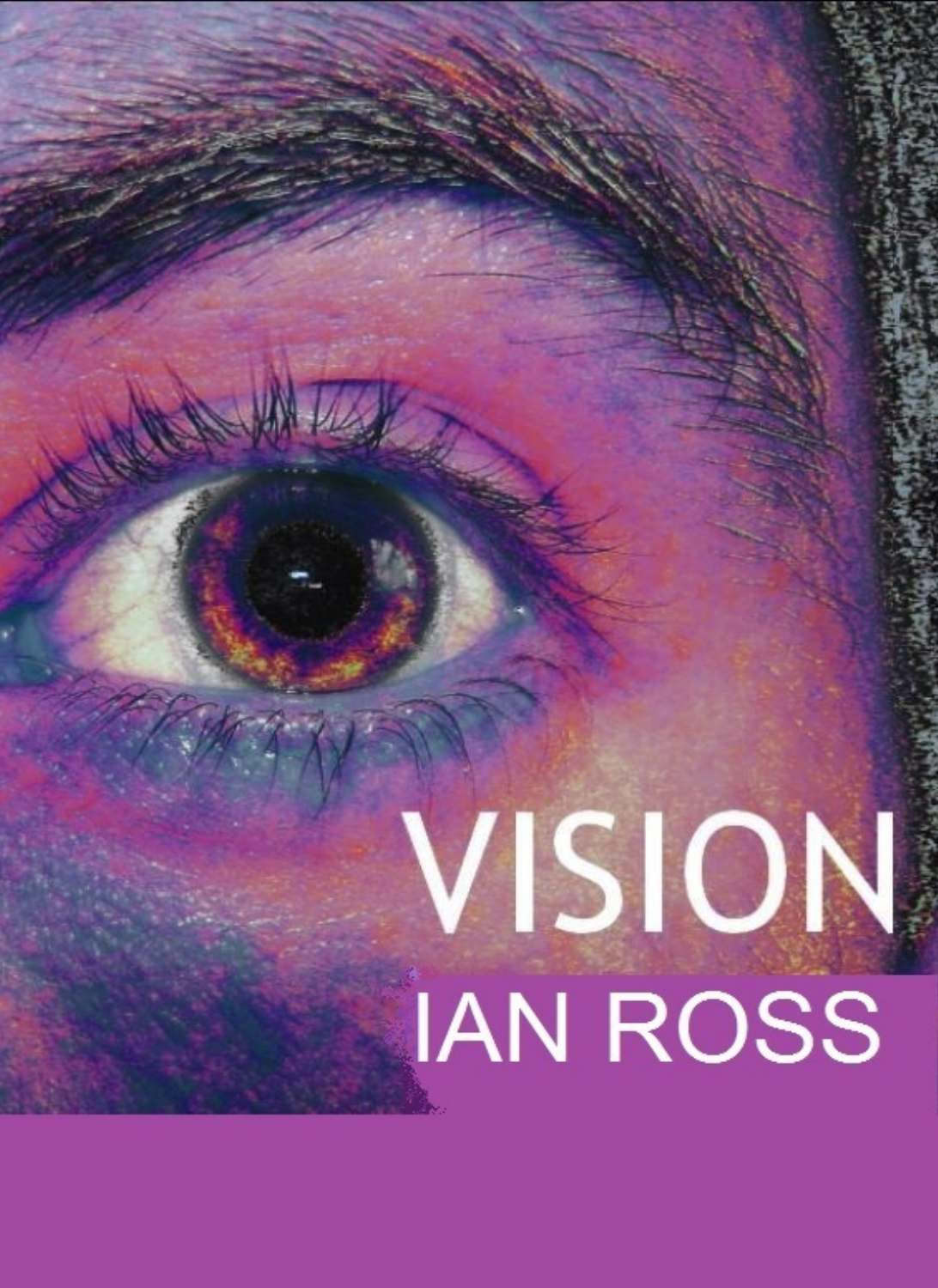# VISION

IAN ROSS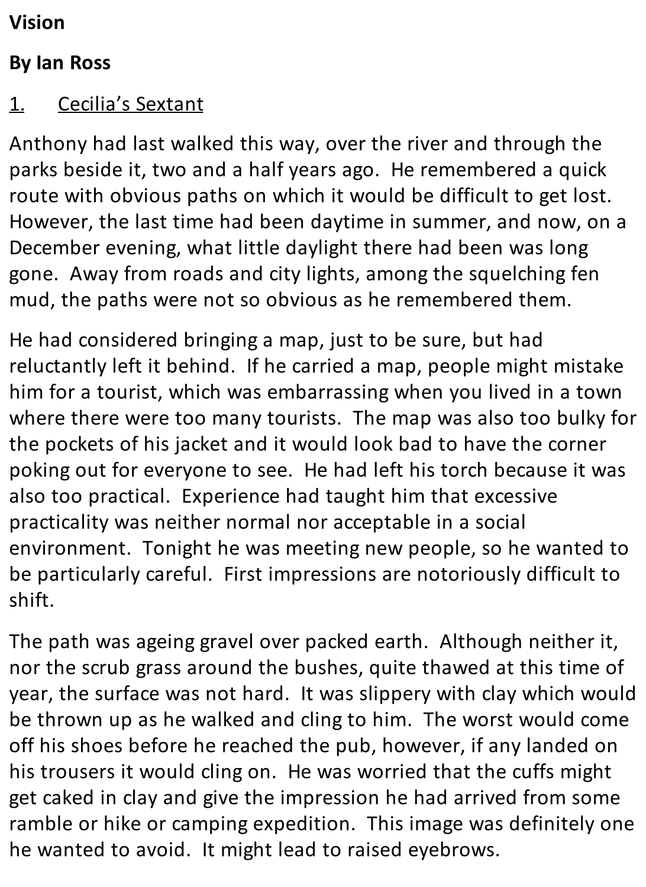**Vision**

**By Ian Ross**

1. <u>Cecilia's Sextant</u>

Anthony had last walked this way, over the river and through the parks beside it, two and a half years ago. He remembered a quick route with obvious paths on which it would be difficult to get lost. However, the last time had been daytime in summer, and now, on a December evening, what little daylight there had been was long gone. Away from roads and city lights, among the squelching fen mud, the paths were not so obvious as he remembered them.

He had considered bringing a map, just to be sure, but had reluctantly left it behind. If he carried a map, people might mistake him for a tourist, which was embarrassing when you lived in a town where there were too many tourists. The map was also too bulky for the pockets of his jacket and it would look bad to have the corner poking out for everyone to see. He had left his torch because it was also too practical. Experience had taught him that excessive practicality was neither normal nor acceptable in a social environment. Tonight he was meeting new people, so he wanted to be particularly careful. First impressions are notoriously difficult to shift.

The path was ageing gravel over packed earth. Although neither it, nor the scrub grass around the bushes, quite thawed at this time of year, the surface was not hard. It was slippery with clay which would be thrown up as he walked and cling to him. The worst would come off his shoes before he reached the pub, however, if any landed on his trousers it would cling on. He was worried that the cuffs might get caked in clay and give the impression he had arrived from some ramble or hike or camping expedition. This image was definitely one he wanted to avoid. It might lead to raised eyebrows.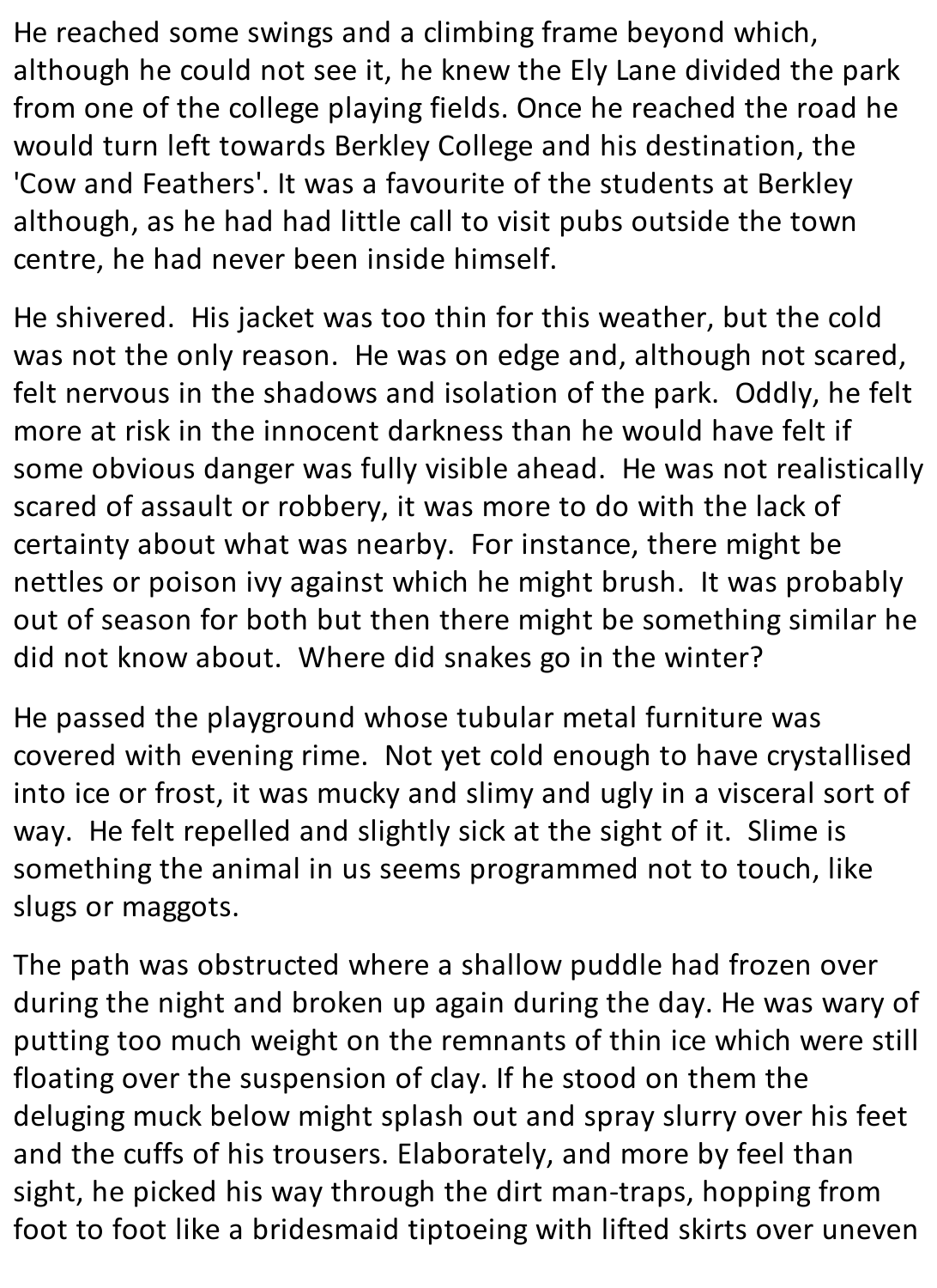He reached some swings and a climbing frame beyond which, although he could not see it, he knew the Ely Lane divided the park from one of the college playing fields. Once he reached the road he would turn left towards Berkley College and his destination, the 'Cow and Feathers'. It was a favourite of the students at Berkley although, as he had had little call to visit pubs outside the town centre, he had never been inside himself.

He shivered. His jacket was too thin for this weather, but the cold was not the only reason. He was on edge and, although not scared, felt nervous in the shadows and isolation of the park. Oddly, he felt more at risk in the innocent darkness than he would have felt if some obvious danger was fully visible ahead. He was not realistically scared of assault or robbery, it was more to do with the lack of certainty about what was nearby. For instance, there might be nettles or poison ivy against which he might brush. It was probably out of season for both but then there might be something similar he did not know about. Where did snakes go in the winter?

He passed the playground whose tubular metal furniture was covered with evening rime. Not yet cold enough to have crystallised into ice or frost, it was mucky and slimy and ugly in a visceral sort of way. He felt repelled and slightly sick at the sight of it. Slime is something the animal in us seems programmed not to touch, like slugs or maggots.

The path was obstructed where a shallow puddle had frozen over during the night and broken up again during the day. He was wary of putting too much weight on the remnants of thin ice which were still floating over the suspension of clay. If he stood on them the deluging muck below might splash out and spray slurry over his feet and the cuffs of his trousers. Elaborately, and more by feel than sight, he picked his way through the dirt man-traps, hopping from foot to foot like a bridesmaid tiptoeing with lifted skirts over uneven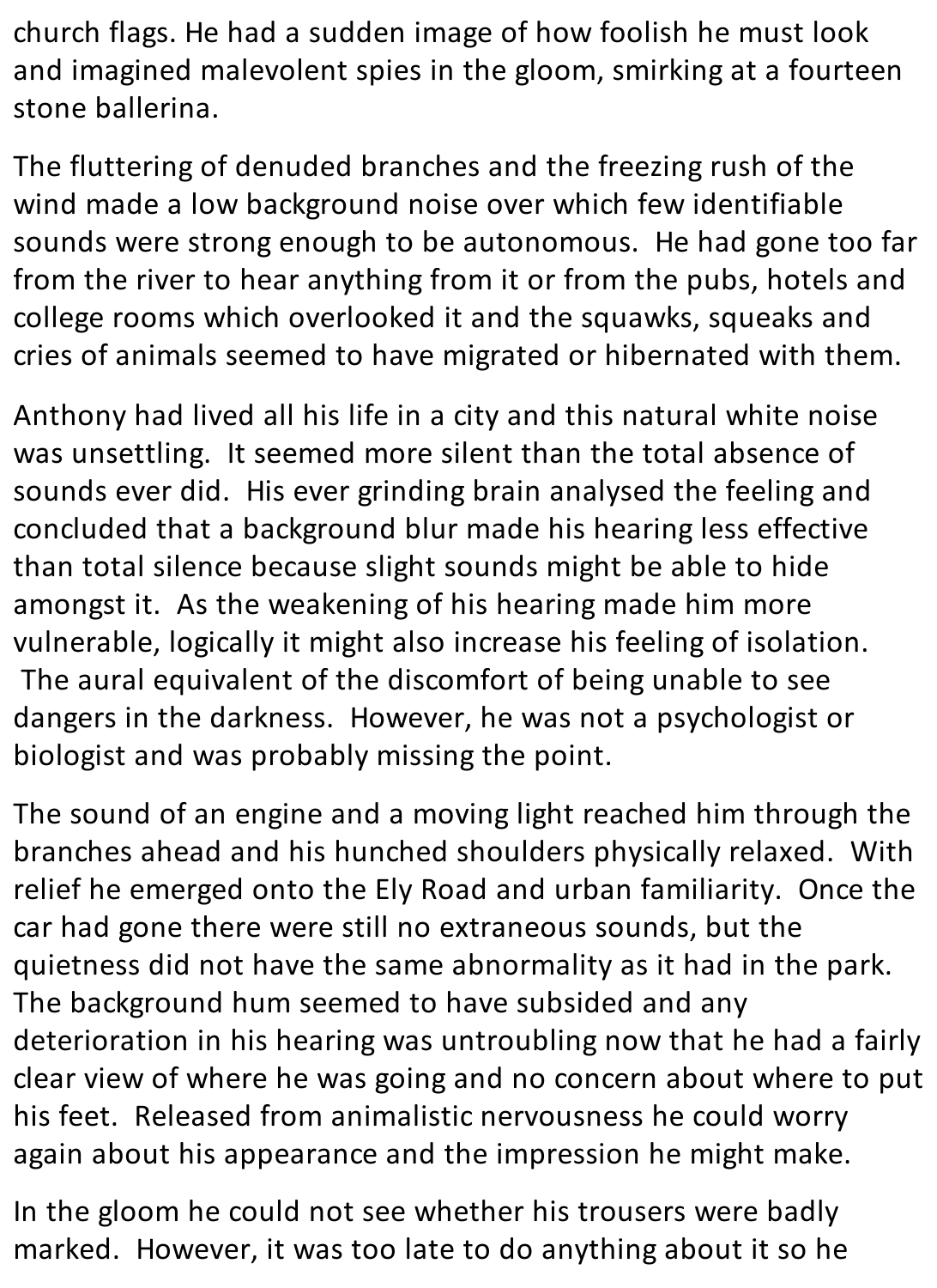church flags. He had a sudden image of how foolish he must look and imagined malevolent spies in the gloom, smirking at a fourteen stone ballerina.

The fluttering of denuded branches and the freezing rush of the wind made a low background noise over which few identifiable sounds were strong enough to be autonomous.  He had gone too far from the river to hear anything from it or from the pubs, hotels and college rooms which overlooked it and the squawks, squeaks and cries of animals seemed to have migrated or hibernated with them.

Anthony had lived all his life in a city and this natural white noise was unsettling.  It seemed more silent than the total absence of sounds ever did.  His ever grinding brain analysed the feeling and concluded that a background blur made his hearing less effective than total silence because slight sounds might be able to hide amongst it.  As the weakening of his hearing made him more vulnerable, logically it might also increase his feeling of isolation.  The aural equivalent of the discomfort of being unable to see dangers in the darkness.  However, he was not a psychologist or biologist and was probably missing the point.

The sound of an engine and a moving light reached him through the branches ahead and his hunched shoulders physically relaxed.  With relief he emerged onto the Ely Road and urban familiarity.  Once the car had gone there were still no extraneous sounds, but the quietness did not have the same abnormality as it had in the park.  The background hum seemed to have subsided and any deterioration in his hearing was untroubling now that he had a fairly clear view of where he was going and no concern about where to put his feet.  Released from animalistic nervousness he could worry again about his appearance and the impression he might make.

In the gloom he could not see whether his trousers were badly marked.  However, it was too late to do anything about it so he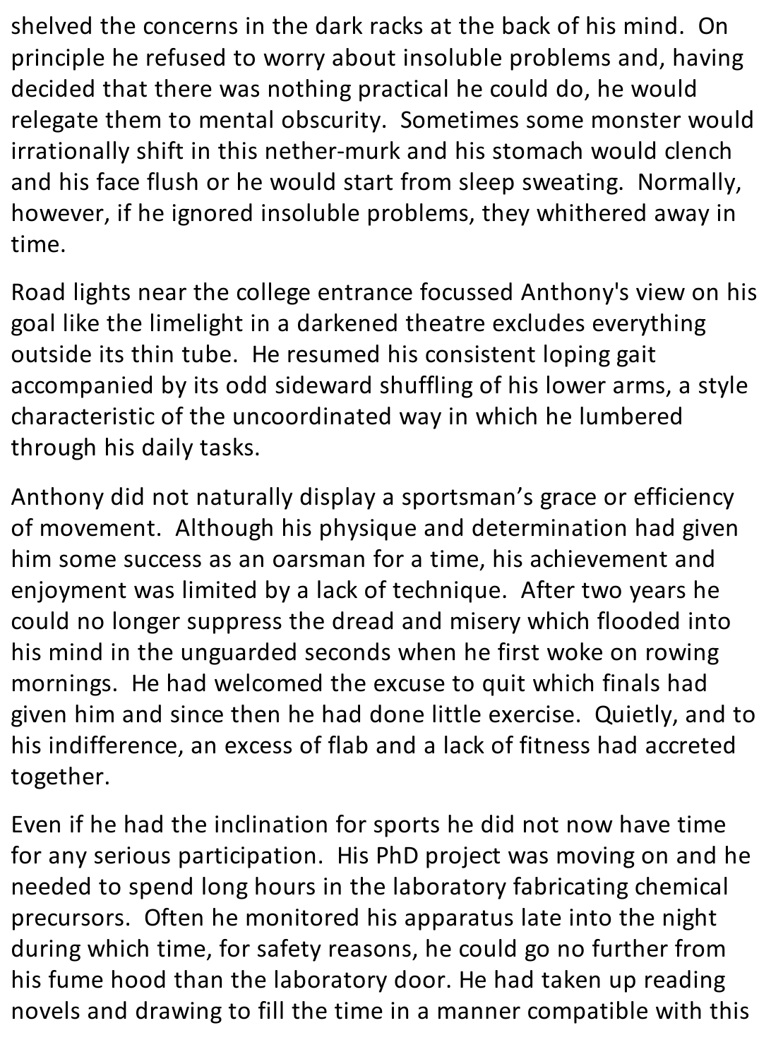shelved the concerns in the dark racks at the back of his mind. On principle he refused to worry about insoluble problems and, having decided that there was nothing practical he could do, he would relegate them to mental obscurity. Sometimes some monster would irrationally shift in this nether-murk and his stomach would clench and his face flush or he would start from sleep sweating. Normally, however, if he ignored insoluble problems, they whithered away in time.

Road lights near the college entrance focussed Anthony's view on his goal like the limelight in a darkened theatre excludes everything outside its thin tube. He resumed his consistent loping gait accompanied by its odd sideward shuffling of his lower arms, a style characteristic of the uncoordinated way in which he lumbered through his daily tasks.

Anthony did not naturally display a sportsman's grace or efficiency of movement. Although his physique and determination had given him some success as an oarsman for a time, his achievement and enjoyment was limited by a lack of technique. After two years he could no longer suppress the dread and misery which flooded into his mind in the unguarded seconds when he first woke on rowing mornings. He had welcomed the excuse to quit which finals had given him and since then he had done little exercise. Quietly, and to his indifference, an excess of flab and a lack of fitness had accreted together.

Even if he had the inclination for sports he did not now have time for any serious participation. His PhD project was moving on and he needed to spend long hours in the laboratory fabricating chemical precursors. Often he monitored his apparatus late into the night during which time, for safety reasons, he could go no further from his fume hood than the laboratory door. He had taken up reading novels and drawing to fill the time in a manner compatible with this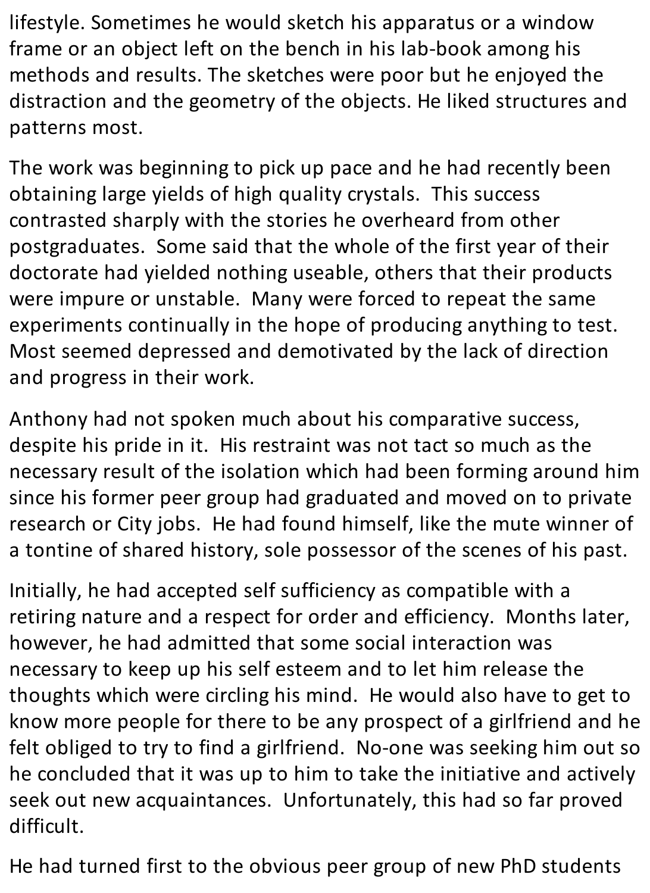lifestyle. Sometimes he would sketch his apparatus or a window frame or an object left on the bench in his lab-book among his methods and results. The sketches were poor but he enjoyed the distraction and the geometry of the objects. He liked structures and patterns most.

The work was beginning to pick up pace and he had recently been obtaining large yields of high quality crystals. This success contrasted sharply with the stories he overheard from other postgraduates. Some said that the whole of the first year of their doctorate had yielded nothing useable, others that their products were impure or unstable. Many were forced to repeat the same experiments continually in the hope of producing anything to test. Most seemed depressed and demotivated by the lack of direction and progress in their work.

Anthony had not spoken much about his comparative success, despite his pride in it. His restraint was not tact so much as the necessary result of the isolation which had been forming around him since his former peer group had graduated and moved on to private research or City jobs. He had found himself, like the mute winner of a tontine of shared history, sole possessor of the scenes of his past.

Initially, he had accepted self sufficiency as compatible with a retiring nature and a respect for order and efficiency. Months later, however, he had admitted that some social interaction was necessary to keep up his self esteem and to let him release the thoughts which were circling his mind. He would also have to get to know more people for there to be any prospect of a girlfriend and he felt obliged to try to find a girlfriend. No-one was seeking him out so he concluded that it was up to him to take the initiative and actively seek out new acquaintances. Unfortunately, this had so far proved difficult.

He had turned first to the obvious peer group of new PhD students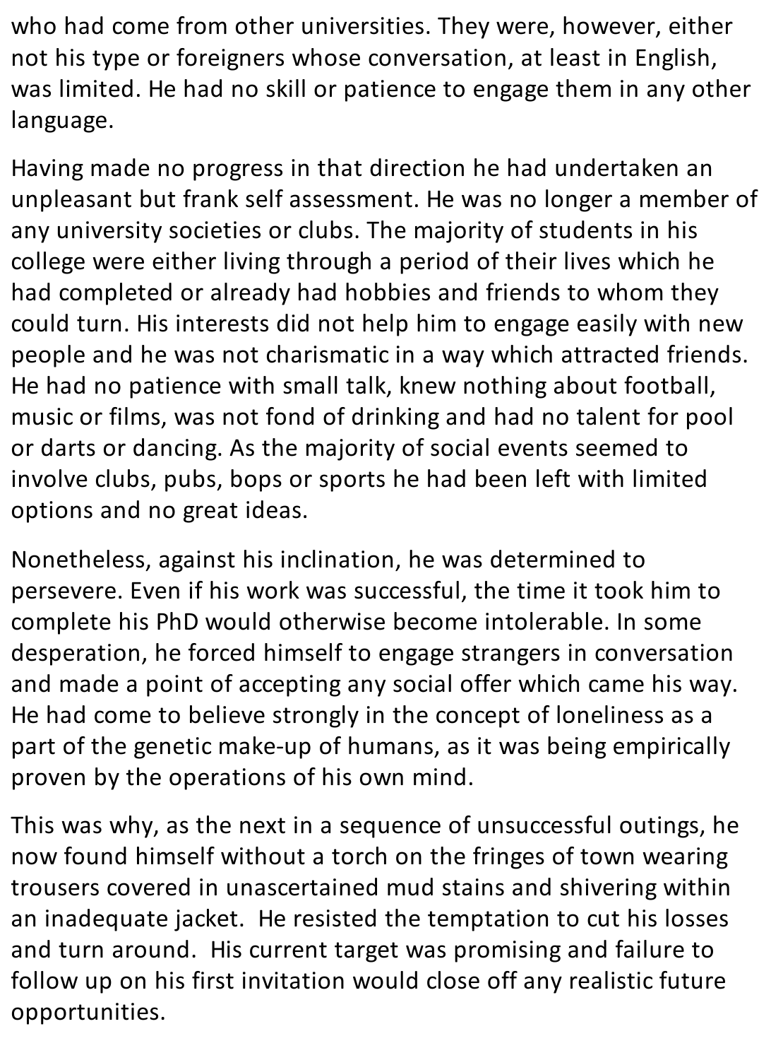who had come from other universities. They were, however, either not his type or foreigners whose conversation, at least in English, was limited. He had no skill or patience to engage them in any other language.

Having made no progress in that direction he had undertaken an unpleasant but frank self assessment. He was no longer a member of any university societies or clubs. The majority of students in his college were either living through a period of their lives which he had completed or already had hobbies and friends to whom they could turn. His interests did not help him to engage easily with new people and he was not charismatic in a way which attracted friends. He had no patience with small talk, knew nothing about football, music or films, was not fond of drinking and had no talent for pool or darts or dancing. As the majority of social events seemed to involve clubs, pubs, bops or sports he had been left with limited options and no great ideas.

Nonetheless, against his inclination, he was determined to persevere. Even if his work was successful, the time it took him to complete his PhD would otherwise become intolerable. In some desperation, he forced himself to engage strangers in conversation and made a point of accepting any social offer which came his way. He had come to believe strongly in the concept of loneliness as a part of the genetic make-up of humans, as it was being empirically proven by the operations of his own mind.

This was why, as the next in a sequence of unsuccessful outings, he now found himself without a torch on the fringes of town wearing trousers covered in unascertained mud stains and shivering within an inadequate jacket. He resisted the temptation to cut his losses and turn around. His current target was promising and failure to follow up on his first invitation would close off any realistic future opportunities.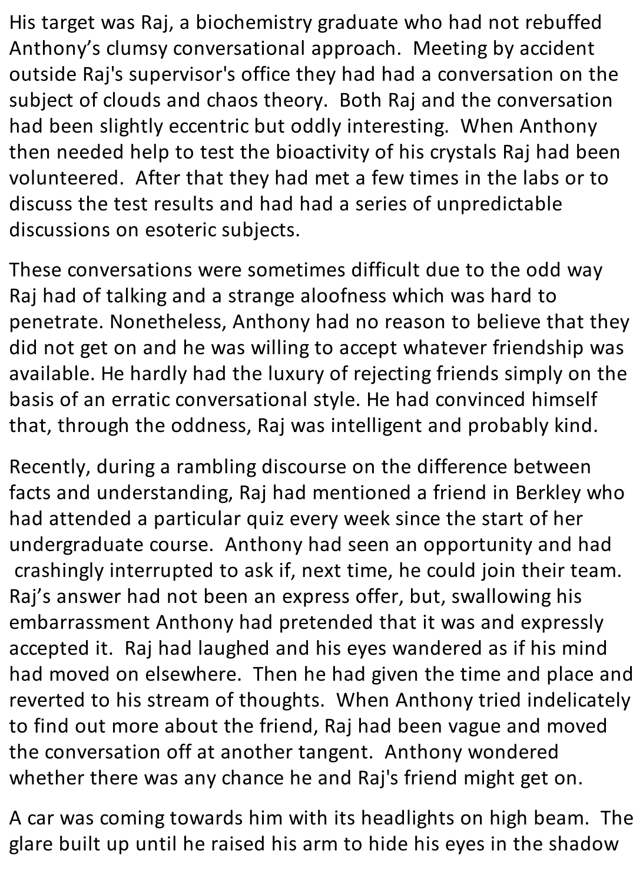His target was Raj, a biochemistry graduate who had not rebuffed Anthony's clumsy conversational approach. Meeting by accident outside Raj's supervisor's office they had had a conversation on the subject of clouds and chaos theory. Both Raj and the conversation had been slightly eccentric but oddly interesting. When Anthony then needed help to test the bioactivity of his crystals Raj had been volunteered. After that they had met a few times in the labs or to discuss the test results and had had a series of unpredictable discussions on esoteric subjects.

These conversations were sometimes difficult due to the odd way Raj had of talking and a strange aloofness which was hard to penetrate. Nonetheless, Anthony had no reason to believe that they did not get on and he was willing to accept whatever friendship was available. He hardly had the luxury of rejecting friends simply on the basis of an erratic conversational style. He had convinced himself that, through the oddness, Raj was intelligent and probably kind.

Recently, during a rambling discourse on the difference between facts and understanding, Raj had mentioned a friend in Berkley who had attended a particular quiz every week since the start of her undergraduate course. Anthony had seen an opportunity and had crashingly interrupted to ask if, next time, he could join their team. Raj's answer had not been an express offer, but, swallowing his embarrassment Anthony had pretended that it was and expressly accepted it. Raj had laughed and his eyes wandered as if his mind had moved on elsewhere. Then he had given the time and place and reverted to his stream of thoughts. When Anthony tried indelicately to find out more about the friend, Raj had been vague and moved the conversation off at another tangent. Anthony wondered whether there was any chance he and Raj's friend might get on.

A car was coming towards him with its headlights on high beam. The glare built up until he raised his arm to hide his eyes in the shadow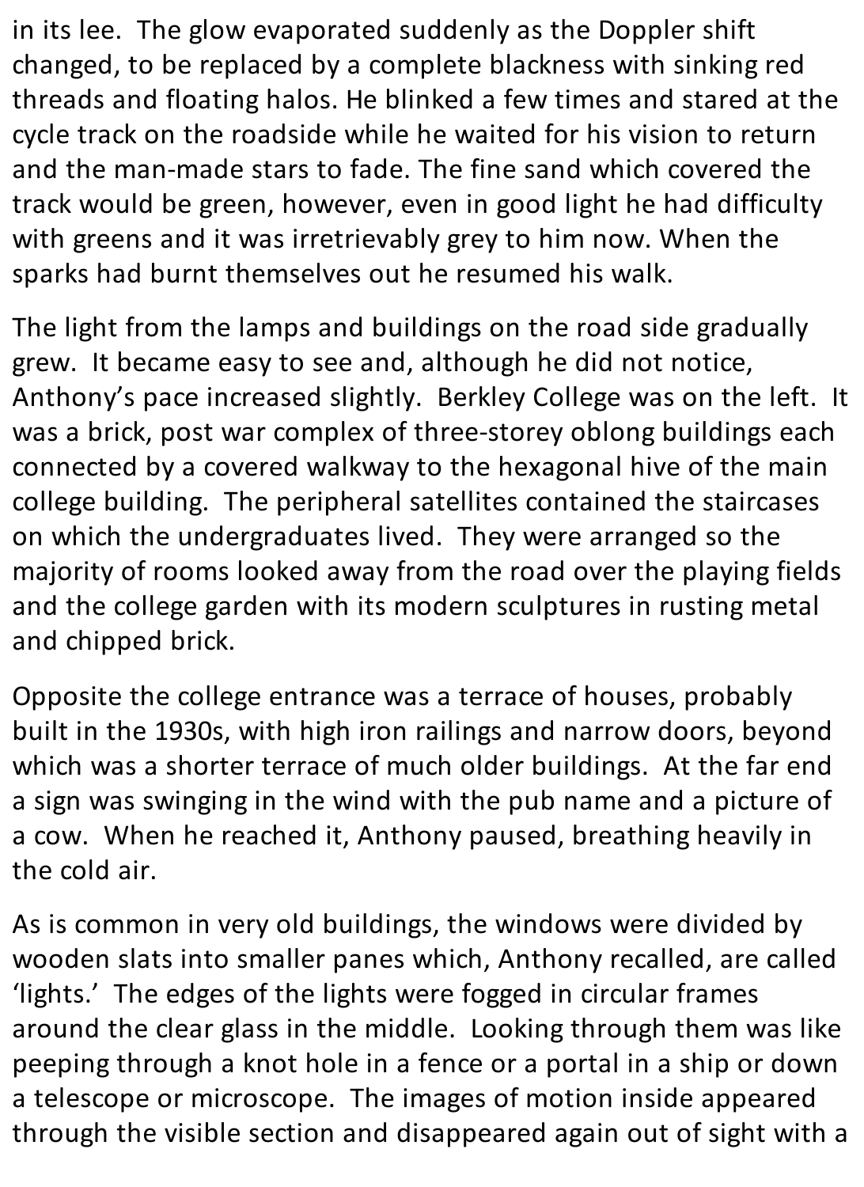in its lee. The glow evaporated suddenly as the Doppler shift changed, to be replaced by a complete blackness with sinking red threads and floating halos. He blinked a few times and stared at the cycle track on the roadside while he waited for his vision to return and the man-made stars to fade. The fine sand which covered the track would be green, however, even in good light he had difficulty with greens and it was irretrievably grey to him now. When the sparks had burnt themselves out he resumed his walk.

The light from the lamps and buildings on the road side gradually grew. It became easy to see and, although he did not notice, Anthony's pace increased slightly. Berkley College was on the left. It was a brick, post war complex of three-storey oblong buildings each connected by a covered walkway to the hexagonal hive of the main college building. The peripheral satellites contained the staircases on which the undergraduates lived. They were arranged so the majority of rooms looked away from the road over the playing fields and the college garden with its modern sculptures in rusting metal and chipped brick.

Opposite the college entrance was a terrace of houses, probably built in the 1930s, with high iron railings and narrow doors, beyond which was a shorter terrace of much older buildings. At the far end a sign was swinging in the wind with the pub name and a picture of a cow. When he reached it, Anthony paused, breathing heavily in the cold air.

As is common in very old buildings, the windows were divided by wooden slats into smaller panes which, Anthony recalled, are called 'lights.' The edges of the lights were fogged in circular frames around the clear glass in the middle. Looking through them was like peeping through a knot hole in a fence or a portal in a ship or down a telescope or microscope. The images of motion inside appeared through the visible section and disappeared again out of sight with a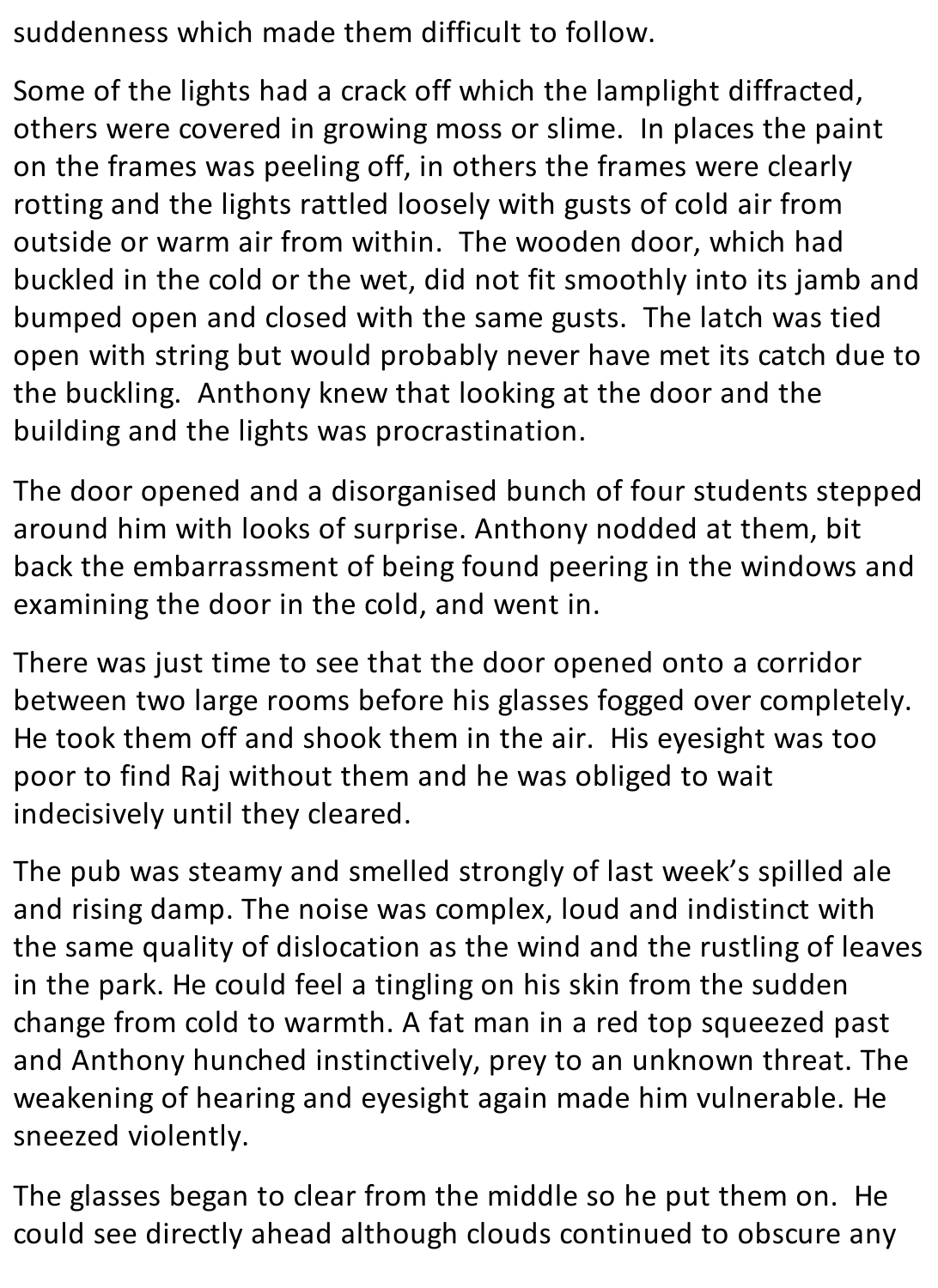suddenness which made them difficult to follow.

Some of the lights had a crack off which the lamplight diffracted, others were covered in growing moss or slime. In places the paint on the frames was peeling off, in others the frames were clearly rotting and the lights rattled loosely with gusts of cold air from outside or warm air from within. The wooden door, which had buckled in the cold or the wet, did not fit smoothly into its jamb and bumped open and closed with the same gusts. The latch was tied open with string but would probably never have met its catch due to the buckling. Anthony knew that looking at the door and the building and the lights was procrastination.

The door opened and a disorganised bunch of four students stepped around him with looks of surprise. Anthony nodded at them, bit back the embarrassment of being found peering in the windows and examining the door in the cold, and went in.

There was just time to see that the door opened onto a corridor between two large rooms before his glasses fogged over completely. He took them off and shook them in the air. His eyesight was too poor to find Raj without them and he was obliged to wait indecisively until they cleared.

The pub was steamy and smelled strongly of last week's spilled ale and rising damp. The noise was complex, loud and indistinct with the same quality of dislocation as the wind and the rustling of leaves in the park. He could feel a tingling on his skin from the sudden change from cold to warmth. A fat man in a red top squeezed past and Anthony hunched instinctively, prey to an unknown threat. The weakening of hearing and eyesight again made him vulnerable. He sneezed violently.

The glasses began to clear from the middle so he put them on. He could see directly ahead although clouds continued to obscure any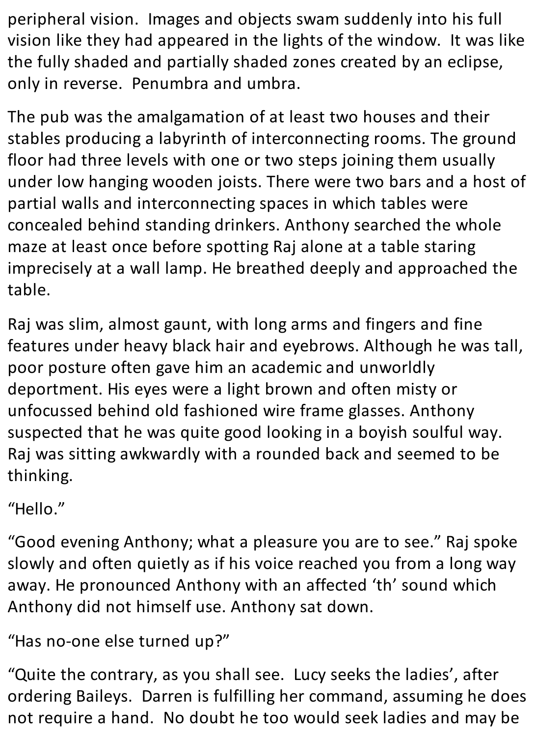peripheral vision. Images and objects swam suddenly into his full vision like they had appeared in the lights of the window. It was like the fully shaded and partially shaded zones created by an eclipse, only in reverse. Penumbra and umbra.

The pub was the amalgamation of at least two houses and their stables producing a labyrinth of interconnecting rooms. The ground floor had three levels with one or two steps joining them usually under low hanging wooden joists. There were two bars and a host of partial walls and interconnecting spaces in which tables were concealed behind standing drinkers. Anthony searched the whole maze at least once before spotting Raj alone at a table staring imprecisely at a wall lamp. He breathed deeply and approached the table.

Raj was slim, almost gaunt, with long arms and fingers and fine features under heavy black hair and eyebrows. Although he was tall, poor posture often gave him an academic and unworldly deportment. His eyes were a light brown and often misty or unfocussed behind old fashioned wire frame glasses. Anthony suspected that he was quite good looking in a boyish soulful way. Raj was sitting awkwardly with a rounded back and seemed to be thinking.

"Hello."

"Good evening Anthony; what a pleasure you are to see." Raj spoke slowly and often quietly as if his voice reached you from a long way away. He pronounced Anthony with an affected 'th' sound which Anthony did not himself use. Anthony sat down.

"Has no-one else turned up?"

"Quite the contrary, as you shall see. Lucy seeks the ladies', after ordering Baileys. Darren is fulfilling her command, assuming he does not require a hand. No doubt he too would seek ladies and may be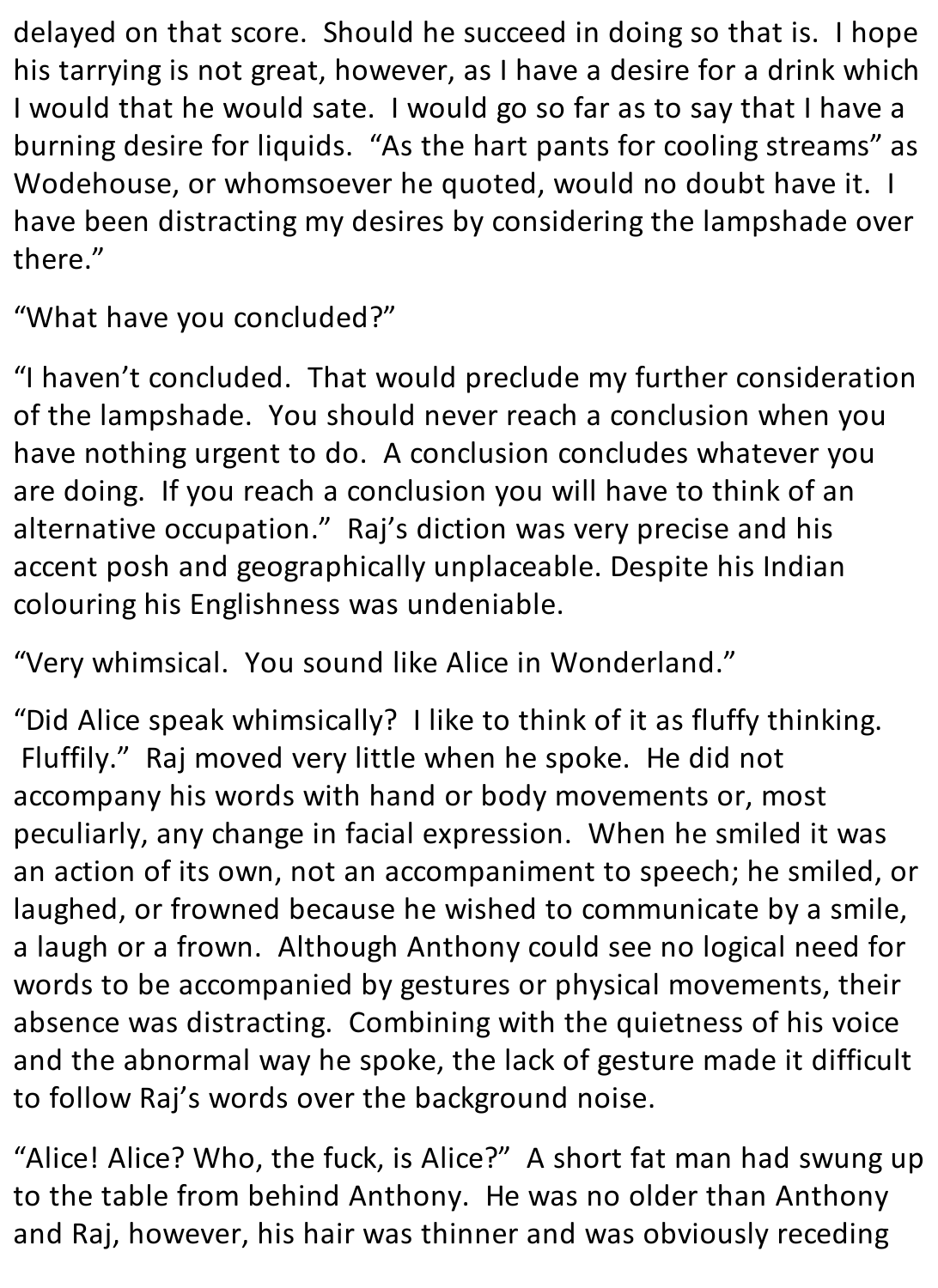delayed on that score. Should he succeed in doing so that is. I hope his tarrying is not great, however, as I have a desire for a drink which I would that he would sate. I would go so far as to say that I have a burning desire for liquids. "As the hart pants for cooling streams" as Wodehouse, or whomsoever he quoted, would no doubt have it. I have been distracting my desires by considering the lampshade over there."

"What have you concluded?"

"I haven't concluded. That would preclude my further consideration of the lampshade. You should never reach a conclusion when you have nothing urgent to do. A conclusion concludes whatever you are doing. If you reach a conclusion you will have to think of an alternative occupation." Raj's diction was very precise and his accent posh and geographically unplaceable. Despite his Indian colouring his Englishness was undeniable.

"Very whimsical. You sound like Alice in Wonderland."

"Did Alice speak whimsically? I like to think of it as fluffy thinking. Fluffily." Raj moved very little when he spoke. He did not accompany his words with hand or body movements or, most peculiarly, any change in facial expression. When he smiled it was an action of its own, not an accompaniment to speech; he smiled, or laughed, or frowned because he wished to communicate by a smile, a laugh or a frown. Although Anthony could see no logical need for words to be accompanied by gestures or physical movements, their absence was distracting. Combining with the quietness of his voice and the abnormal way he spoke, the lack of gesture made it difficult to follow Raj's words over the background noise.

"Alice! Alice? Who, the fuck, is Alice?" A short fat man had swung up to the table from behind Anthony. He was no older than Anthony and Raj, however, his hair was thinner and was obviously receding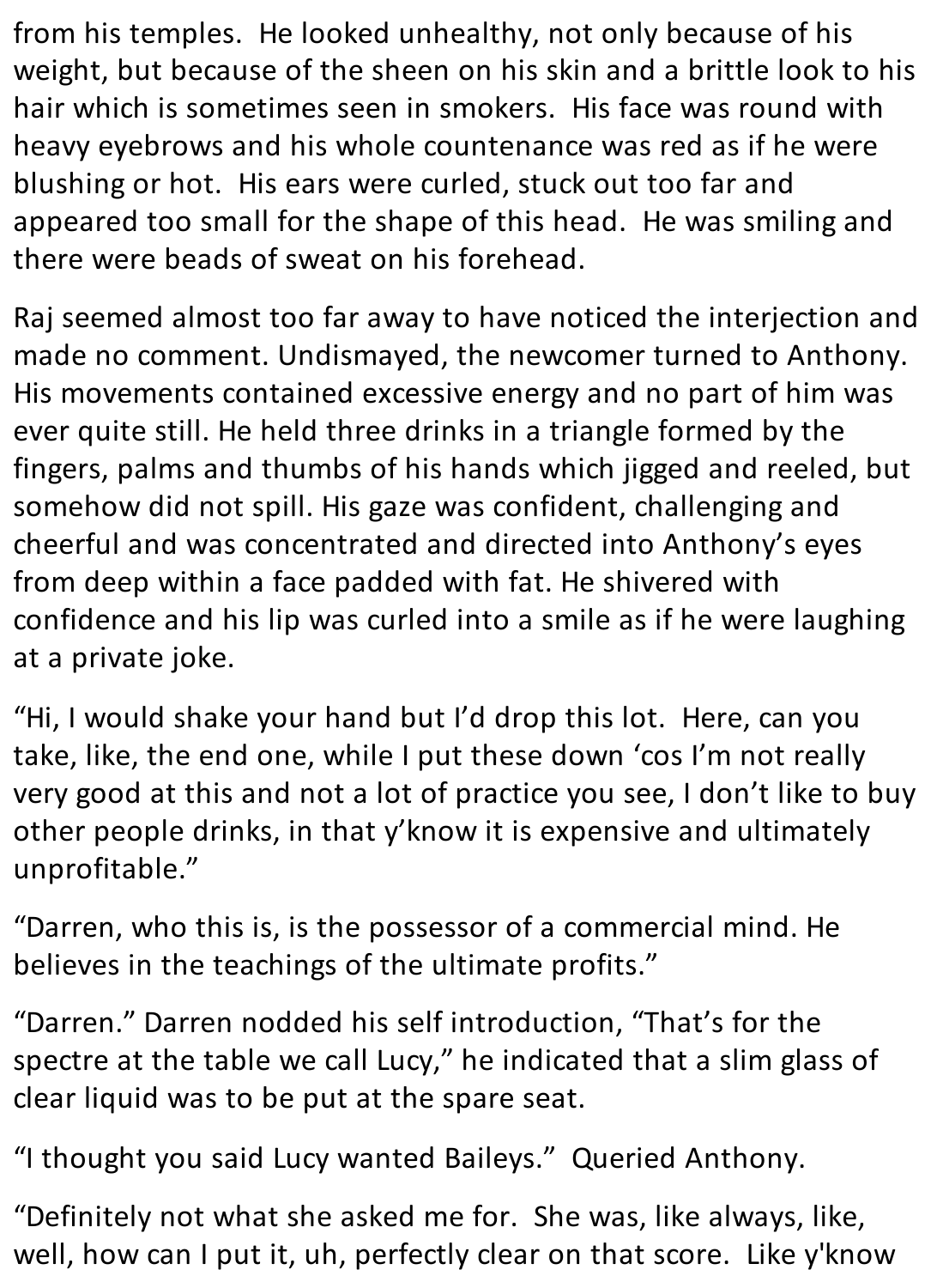from his temples.  He looked unhealthy, not only because of his weight, but because of the sheen on his skin and a brittle look to his hair which is sometimes seen in smokers.  His face was round with heavy eyebrows and his whole countenance was red as if he were blushing or hot.  His ears were curled, stuck out too far and appeared too small for the shape of this head.  He was smiling and there were beads of sweat on his forehead.

Raj seemed almost too far away to have noticed the interjection and made no comment. Undismayed, the newcomer turned to Anthony. His movements contained excessive energy and no part of him was ever quite still. He held three drinks in a triangle formed by the fingers, palms and thumbs of his hands which jigged and reeled, but somehow did not spill. His gaze was confident, challenging and cheerful and was concentrated and directed into Anthony's eyes from deep within a face padded with fat. He shivered with confidence and his lip was curled into a smile as if he were laughing at a private joke.

"Hi, I would shake your hand but I'd drop this lot.  Here, can you take, like, the end one, while I put these down 'cos I'm not really very good at this and not a lot of practice you see, I don't like to buy other people drinks, in that y'know it is expensive and ultimately unprofitable."

"Darren, who this is, is the possessor of a commercial mind. He believes in the teachings of the ultimate profits."

"Darren." Darren nodded his self introduction, "That's for the spectre at the table we call Lucy," he indicated that a slim glass of clear liquid was to be put at the spare seat.

"I thought you said Lucy wanted Baileys."  Queried Anthony.

"Definitely not what she asked me for.  She was, like always, like, well, how can I put it, uh, perfectly clear on that score.  Like y'know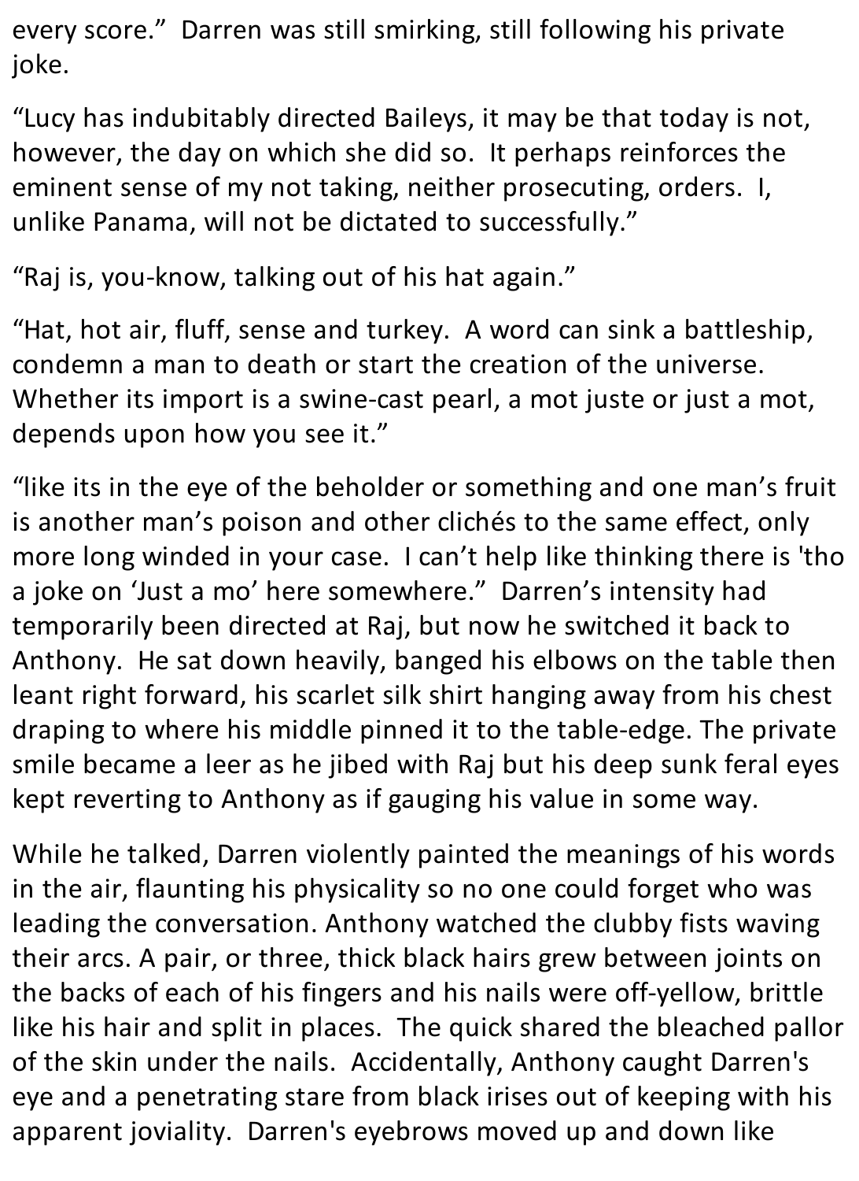every score." Darren was still smirking, still following his private joke.

"Lucy has indubitably directed Baileys, it may be that today is not, however, the day on which she did so. It perhaps reinforces the eminent sense of my not taking, neither prosecuting, orders. I, unlike Panama, will not be dictated to successfully."

"Raj is, you-know, talking out of his hat again."

"Hat, hot air, fluff, sense and turkey. A word can sink a battleship, condemn a man to death or start the creation of the universe. Whether its import is a swine-cast pearl, a mot juste or just a mot, depends upon how you see it."

"like its in the eye of the beholder or something and one man's fruit is another man's poison and other clichés to the same effect, only more long winded in your case. I can't help like thinking there is 'tho a joke on 'Just a mo' here somewhere." Darren's intensity had temporarily been directed at Raj, but now he switched it back to Anthony. He sat down heavily, banged his elbows on the table then leant right forward, his scarlet silk shirt hanging away from his chest draping to where his middle pinned it to the table-edge. The private smile became a leer as he jibed with Raj but his deep sunk feral eyes kept reverting to Anthony as if gauging his value in some way.

While he talked, Darren violently painted the meanings of his words in the air, flaunting his physicality so no one could forget who was leading the conversation. Anthony watched the clubby fists waving their arcs. A pair, or three, thick black hairs grew between joints on the backs of each of his fingers and his nails were off-yellow, brittle like his hair and split in places. The quick shared the bleached pallor of the skin under the nails. Accidentally, Anthony caught Darren's eye and a penetrating stare from black irises out of keeping with his apparent joviality. Darren's eyebrows moved up and down like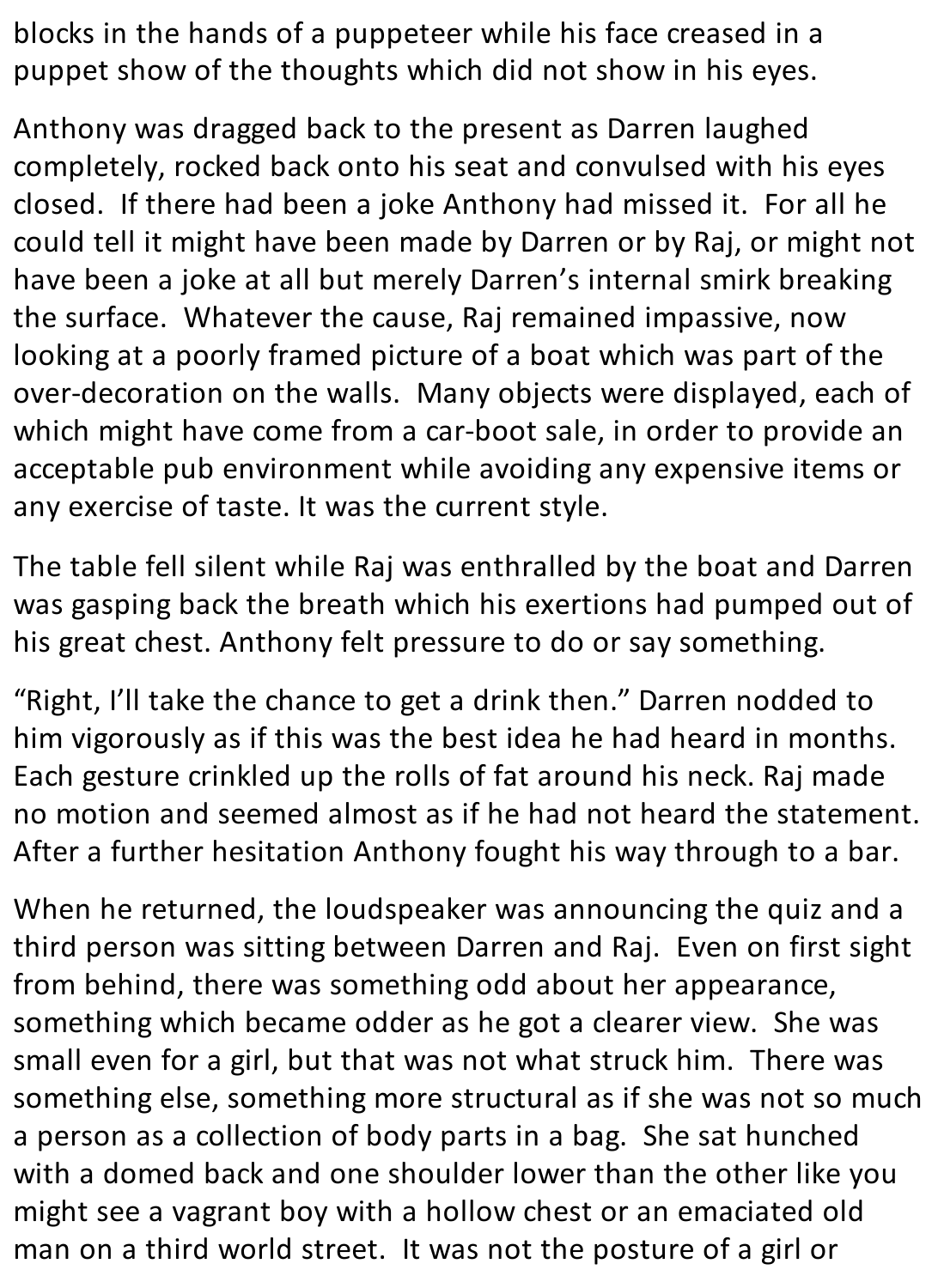blocks in the hands of a puppeteer while his face creased in a puppet show of the thoughts which did not show in his eyes.

Anthony was dragged back to the present as Darren laughed completely, rocked back onto his seat and convulsed with his eyes closed. If there had been a joke Anthony had missed it. For all he could tell it might have been made by Darren or by Raj, or might not have been a joke at all but merely Darren's internal smirk breaking the surface. Whatever the cause, Raj remained impassive, now looking at a poorly framed picture of a boat which was part of the over-decoration on the walls. Many objects were displayed, each of which might have come from a car-boot sale, in order to provide an acceptable pub environment while avoiding any expensive items or any exercise of taste. It was the current style.

The table fell silent while Raj was enthralled by the boat and Darren was gasping back the breath which his exertions had pumped out of his great chest. Anthony felt pressure to do or say something.

"Right, I'll take the chance to get a drink then." Darren nodded to him vigorously as if this was the best idea he had heard in months. Each gesture crinkled up the rolls of fat around his neck. Raj made no motion and seemed almost as if he had not heard the statement. After a further hesitation Anthony fought his way through to a bar.

When he returned, the loudspeaker was announcing the quiz and a third person was sitting between Darren and Raj. Even on first sight from behind, there was something odd about her appearance, something which became odder as he got a clearer view. She was small even for a girl, but that was not what struck him. There was something else, something more structural as if she was not so much a person as a collection of body parts in a bag. She sat hunched with a domed back and one shoulder lower than the other like you might see a vagrant boy with a hollow chest or an emaciated old man on a third world street. It was not the posture of a girl or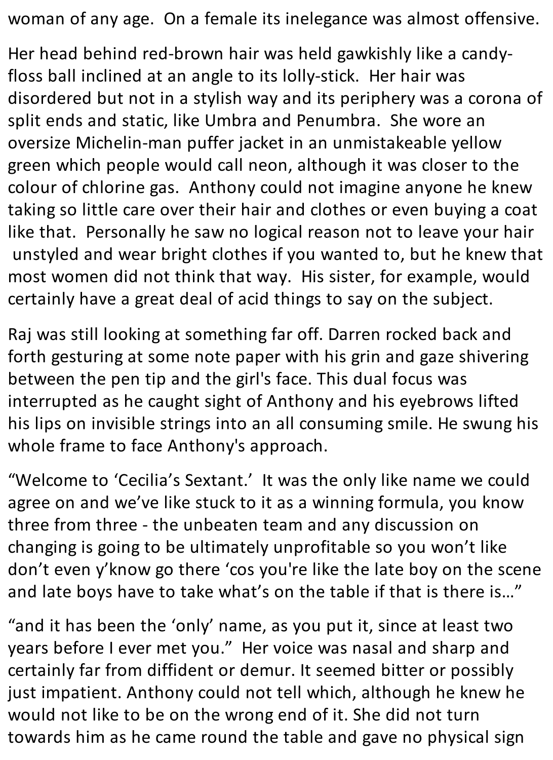woman of any age. On a female its inelegance was almost offensive.

Her head behind red-brown hair was held gawkishly like a candy-floss ball inclined at an angle to its lolly-stick. Her hair was disordered but not in a stylish way and its periphery was a corona of split ends and static, like Umbra and Penumbra. She wore an oversize Michelin-man puffer jacket in an unmistakeable yellow green which people would call neon, although it was closer to the colour of chlorine gas. Anthony could not imagine anyone he knew taking so little care over their hair and clothes or even buying a coat like that. Personally he saw no logical reason not to leave your hair unstyled and wear bright clothes if you wanted to, but he knew that most women did not think that way. His sister, for example, would certainly have a great deal of acid things to say on the subject.

Raj was still looking at something far off. Darren rocked back and forth gesturing at some note paper with his grin and gaze shivering between the pen tip and the girl's face. This dual focus was interrupted as he caught sight of Anthony and his eyebrows lifted his lips on invisible strings into an all consuming smile. He swung his whole frame to face Anthony's approach.

“Welcome to ‘Cecilia’s Sextant.’ It was the only like name we could agree on and we’ve like stuck to it as a winning formula, you know three from three - the unbeaten team and any discussion on changing is going to be ultimately unprofitable so you won’t like don’t even y’know go there ‘cos you're like the late boy on the scene and late boys have to take what’s on the table if that is there is…”

“and it has been the ‘only’ name, as you put it, since at least two years before I ever met you.” Her voice was nasal and sharp and certainly far from diffident or demur. It seemed bitter or possibly just impatient. Anthony could not tell which, although he knew he would not like to be on the wrong end of it. She did not turn towards him as he came round the table and gave no physical sign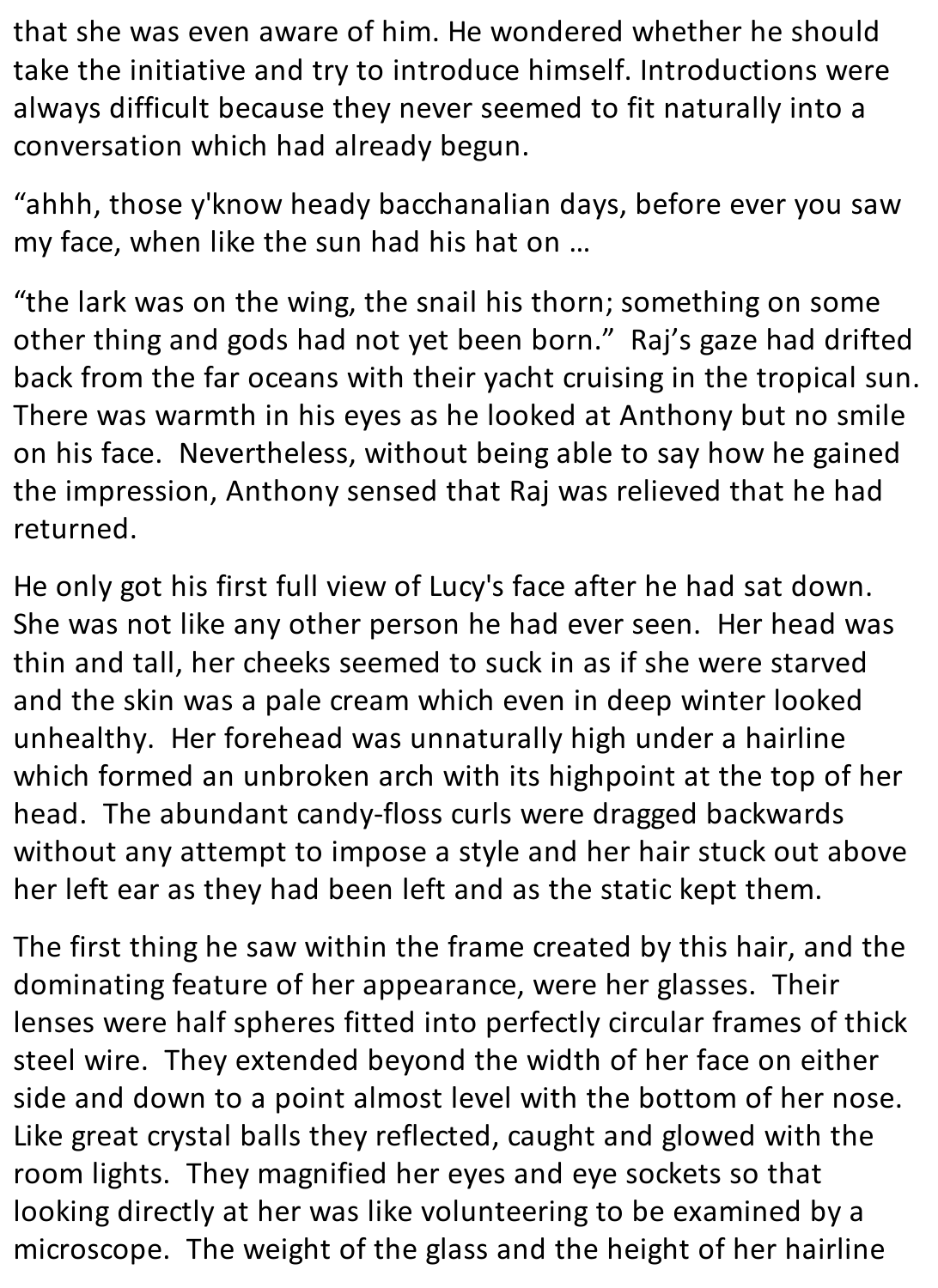that she was even aware of him. He wondered whether he should take the initiative and try to introduce himself. Introductions were always difficult because they never seemed to fit naturally into a conversation which had already begun.

“ahhh, those y'know heady bacchanalian days, before ever you saw my face, when like the sun had his hat on …

“the lark was on the wing, the snail his thorn; something on some other thing and gods had not yet been born.” Raj’s gaze had drifted back from the far oceans with their yacht cruising in the tropical sun. There was warmth in his eyes as he looked at Anthony but no smile on his face. Nevertheless, without being able to say how he gained the impression, Anthony sensed that Raj was relieved that he had returned.

He only got his first full view of Lucy's face after he had sat down. She was not like any other person he had ever seen. Her head was thin and tall, her cheeks seemed to suck in as if she were starved and the skin was a pale cream which even in deep winter looked unhealthy. Her forehead was unnaturally high under a hairline which formed an unbroken arch with its highpoint at the top of her head. The abundant candy-floss curls were dragged backwards without any attempt to impose a style and her hair stuck out above her left ear as they had been left and as the static kept them.

The first thing he saw within the frame created by this hair, and the dominating feature of her appearance, were her glasses. Their lenses were half spheres fitted into perfectly circular frames of thick steel wire. They extended beyond the width of her face on either side and down to a point almost level with the bottom of her nose. Like great crystal balls they reflected, caught and glowed with the room lights. They magnified her eyes and eye sockets so that looking directly at her was like volunteering to be examined by a microscope. The weight of the glass and the height of her hairline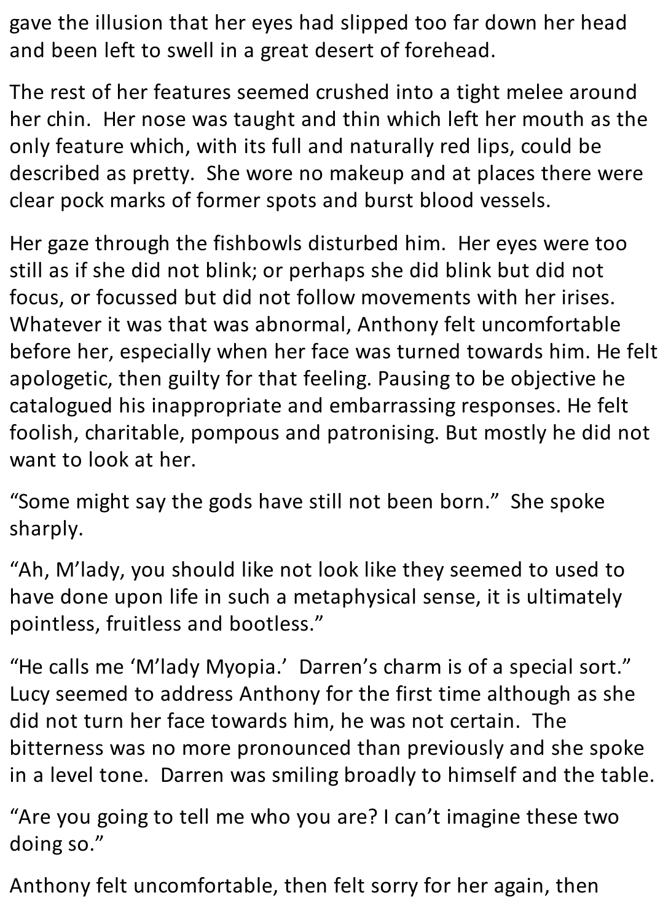gave the illusion that her eyes had slipped too far down her head and been left to swell in a great desert of forehead.

The rest of her features seemed crushed into a tight melee around her chin. Her nose was taught and thin which left her mouth as the only feature which, with its full and naturally red lips, could be described as pretty. She wore no makeup and at places there were clear pock marks of former spots and burst blood vessels.

Her gaze through the fishbowls disturbed him. Her eyes were too still as if she did not blink; or perhaps she did blink but did not focus, or focussed but did not follow movements with her irises. Whatever it was that was abnormal, Anthony felt uncomfortable before her, especially when her face was turned towards him. He felt apologetic, then guilty for that feeling. Pausing to be objective he catalogued his inappropriate and embarrassing responses. He felt foolish, charitable, pompous and patronising. But mostly he did not want to look at her.

"Some might say the gods have still not been born." She spoke sharply.

"Ah, M'lady, you should like not look like they seemed to used to have done upon life in such a metaphysical sense, it is ultimately pointless, fruitless and bootless."

"He calls me 'M'lady Myopia.' Darren's charm is of a special sort." Lucy seemed to address Anthony for the first time although as she did not turn her face towards him, he was not certain. The bitterness was no more pronounced than previously and she spoke in a level tone. Darren was smiling broadly to himself and the table.

"Are you going to tell me who you are? I can't imagine these two doing so."

Anthony felt uncomfortable, then felt sorry for her again, then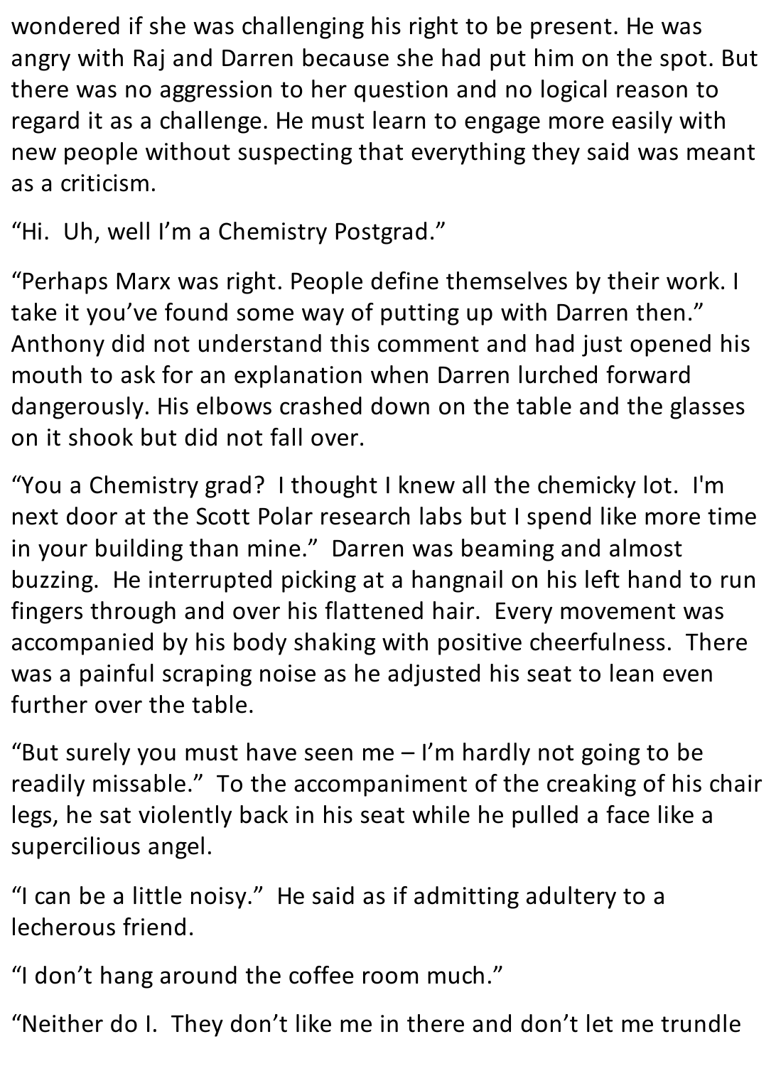wondered if she was challenging his right to be present. He was angry with Raj and Darren because she had put him on the spot. But there was no aggression to her question and no logical reason to regard it as a challenge. He must learn to engage more easily with new people without suspecting that everything they said was meant as a criticism.

“Hi.  Uh, well I’m a Chemistry Postgrad.”

“Perhaps Marx was right. People define themselves by their work. I take it you’ve found some way of putting up with Darren then.” Anthony did not understand this comment and had just opened his mouth to ask for an explanation when Darren lurched forward dangerously. His elbows crashed down on the table and the glasses on it shook but did not fall over.

“You a Chemistry grad?  I thought I knew all the chemicky lot.  I'm next door at the Scott Polar research labs but I spend like more time in your building than mine.”  Darren was beaming and almost buzzing.  He interrupted picking at a hangnail on his left hand to run fingers through and over his flattened hair.  Every movement was accompanied by his body shaking with positive cheerfulness.  There was a painful scraping noise as he adjusted his seat to lean even further over the table.

“But surely you must have seen me – I’m hardly not going to be readily missable.”  To the accompaniment of the creaking of his chair legs, he sat violently back in his seat while he pulled a face like a supercilious angel.

“I can be a little noisy.”  He said as if admitting adultery to a lecherous friend.

“I don’t hang around the coffee room much.”

“Neither do I.  They don’t like me in there and don’t let me trundle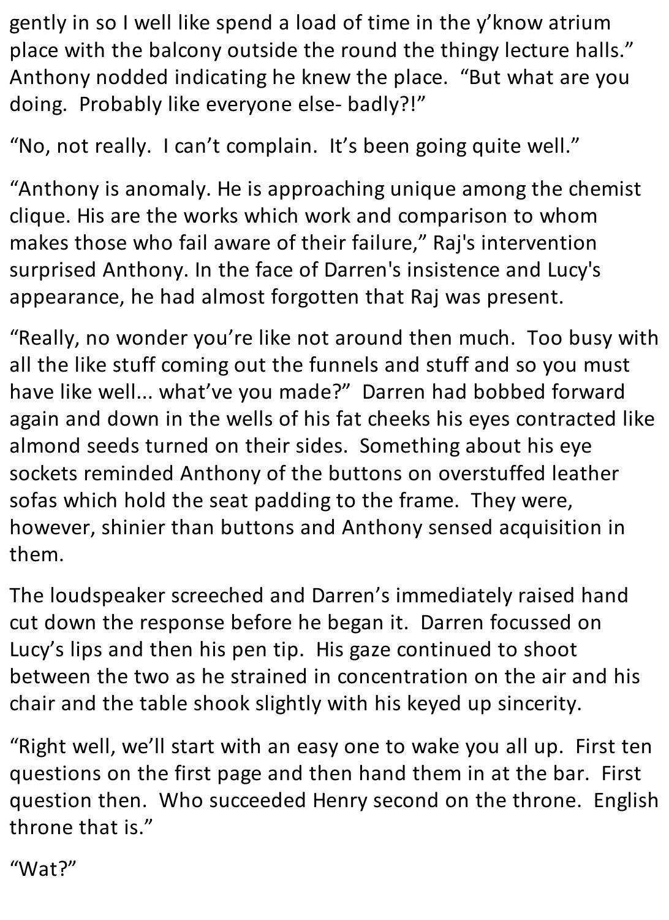gently in so I well like spend a load of time in the y'know atrium place with the balcony outside the round the thingy lecture halls." Anthony nodded indicating he knew the place. "But what are you doing. Probably like everyone else- badly?!"

"No, not really. I can't complain. It's been going quite well."

"Anthony is anomaly. He is approaching unique among the chemist clique. His are the works which work and comparison to whom makes those who fail aware of their failure," Raj's intervention surprised Anthony. In the face of Darren's insistence and Lucy's appearance, he had almost forgotten that Raj was present.

"Really, no wonder you're like not around then much. Too busy with all the like stuff coming out the funnels and stuff and so you must have like well... what've you made?" Darren had bobbed forward again and down in the wells of his fat cheeks his eyes contracted like almond seeds turned on their sides. Something about his eye sockets reminded Anthony of the buttons on overstuffed leather sofas which hold the seat padding to the frame. They were, however, shinier than buttons and Anthony sensed acquisition in them.

The loudspeaker screeched and Darren's immediately raised hand cut down the response before he began it. Darren focussed on Lucy's lips and then his pen tip. His gaze continued to shoot between the two as he strained in concentration on the air and his chair and the table shook slightly with his keyed up sincerity.

"Right well, we'll start with an easy one to wake you all up. First ten questions on the first page and then hand them in at the bar. First question then. Who succeeded Henry second on the throne. English throne that is."

"Wat?"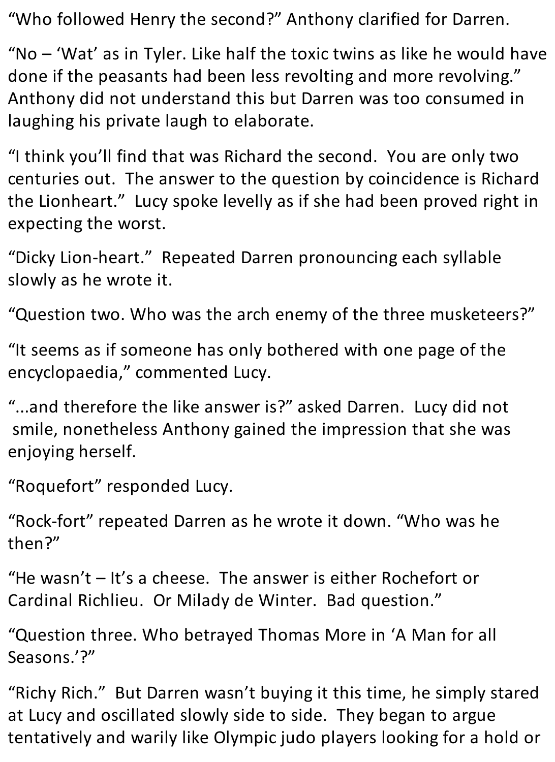"Who followed Henry the second?" Anthony clarified for Darren.

"No – 'Wat' as in Tyler. Like half the toxic twins as like he would have done if the peasants had been less revolting and more revolving." Anthony did not understand this but Darren was too consumed in laughing his private laugh to elaborate.

"I think you'll find that was Richard the second. You are only two centuries out. The answer to the question by coincidence is Richard the Lionheart." Lucy spoke levelly as if she had been proved right in expecting the worst.

"Dicky Lion-heart." Repeated Darren pronouncing each syllable slowly as he wrote it.

"Question two. Who was the arch enemy of the three musketeers?"

"It seems as if someone has only bothered with one page of the encyclopaedia," commented Lucy.

"...and therefore the like answer is?" asked Darren. Lucy did not smile, nonetheless Anthony gained the impression that she was enjoying herself.

"Roquefort" responded Lucy.

"Rock-fort" repeated Darren as he wrote it down. "Who was he then?"

"He wasn't – It's a cheese. The answer is either Rochefort or Cardinal Richlieu. Or Milady de Winter. Bad question."

"Question three. Who betrayed Thomas More in 'A Man for all Seasons.'?"

"Richy Rich." But Darren wasn't buying it this time, he simply stared at Lucy and oscillated slowly side to side. They began to argue tentatively and warily like Olympic judo players looking for a hold or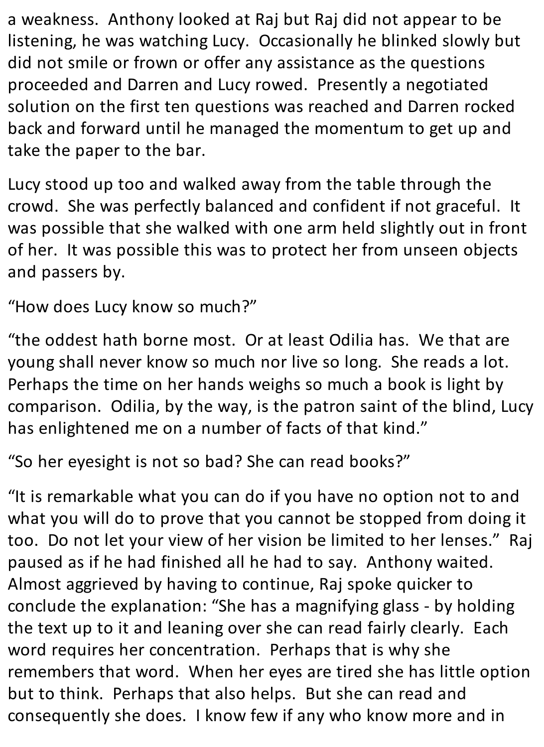a weakness. Anthony looked at Raj but Raj did not appear to be listening, he was watching Lucy. Occasionally he blinked slowly but did not smile or frown or offer any assistance as the questions proceeded and Darren and Lucy rowed. Presently a negotiated solution on the first ten questions was reached and Darren rocked back and forward until he managed the momentum to get up and take the paper to the bar.

Lucy stood up too and walked away from the table through the crowd. She was perfectly balanced and confident if not graceful. It was possible that she walked with one arm held slightly out in front of her. It was possible this was to protect her from unseen objects and passers by.

“How does Lucy know so much?”

“the oddest hath borne most. Or at least Odilia has. We that are young shall never know so much nor live so long. She reads a lot. Perhaps the time on her hands weighs so much a book is light by comparison. Odilia, by the way, is the patron saint of the blind, Lucy has enlightened me on a number of facts of that kind.”

“So her eyesight is not so bad? She can read books?”

“It is remarkable what you can do if you have no option not to and what you will do to prove that you cannot be stopped from doing it too. Do not let your view of her vision be limited to her lenses.” Raj paused as if he had finished all he had to say. Anthony waited. Almost aggrieved by having to continue, Raj spoke quicker to conclude the explanation: “She has a magnifying glass - by holding the text up to it and leaning over she can read fairly clearly. Each word requires her concentration. Perhaps that is why she remembers that word. When her eyes are tired she has little option but to think. Perhaps that also helps. But she can read and consequently she does. I know few if any who know more and in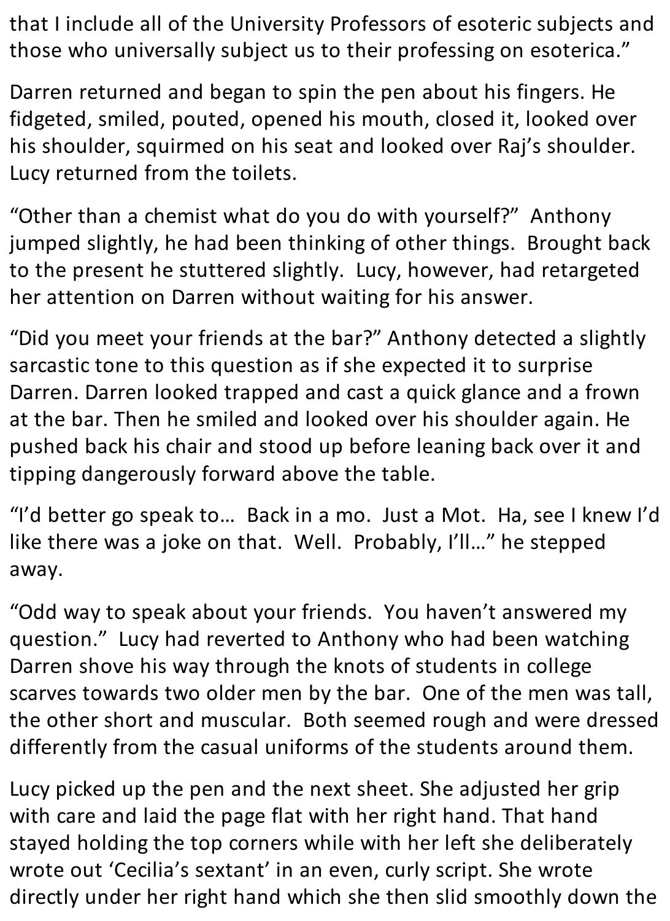that I include all of the University Professors of esoteric subjects and those who universally subject us to their professing on esoterica."

Darren returned and began to spin the pen about his fingers. He fidgeted, smiled, pouted, opened his mouth, closed it, looked over his shoulder, squirmed on his seat and looked over Raj's shoulder. Lucy returned from the toilets.

"Other than a chemist what do you do with yourself?"  Anthony jumped slightly, he had been thinking of other things.  Brought back to the present he stuttered slightly.  Lucy, however, had retargeted her attention on Darren without waiting for his answer.

"Did you meet your friends at the bar?" Anthony detected a slightly sarcastic tone to this question as if she expected it to surprise Darren. Darren looked trapped and cast a quick glance and a frown at the bar. Then he smiled and looked over his shoulder again. He pushed back his chair and stood up before leaning back over it and tipping dangerously forward above the table.

"I'd better go speak to…  Back in a mo.  Just a Mot.  Ha, see I knew I'd like there was a joke on that.  Well.  Probably, I'll…" he stepped away.

"Odd way to speak about your friends.  You haven't answered my question."  Lucy had reverted to Anthony who had been watching Darren shove his way through the knots of students in college scarves towards two older men by the bar.  One of the men was tall, the other short and muscular.  Both seemed rough and were dressed differently from the casual uniforms of the students around them.

Lucy picked up the pen and the next sheet. She adjusted her grip with care and laid the page flat with her right hand. That hand stayed holding the top corners while with her left she deliberately wrote out 'Cecilia's sextant' in an even, curly script. She wrote directly under her right hand which she then slid smoothly down the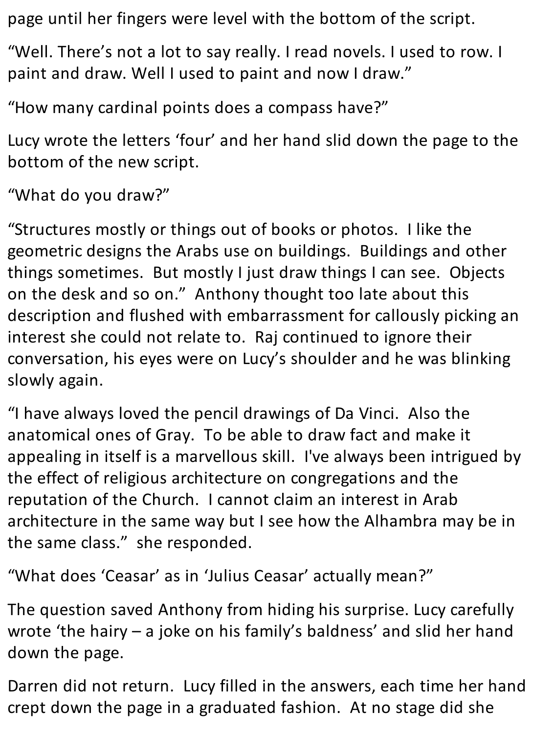page until her fingers were level with the bottom of the script.

“Well. There’s not a lot to say really. I read novels. I used to row. I paint and draw. Well I used to paint and now I draw.”

“How many cardinal points does a compass have?”

Lucy wrote the letters ‘four’ and her hand slid down the page to the bottom of the new script.

“What do you draw?”

“Structures mostly or things out of books or photos. I like the geometric designs the Arabs use on buildings. Buildings and other things sometimes. But mostly I just draw things I can see. Objects on the desk and so on.” Anthony thought too late about this description and flushed with embarrassment for callously picking an interest she could not relate to. Raj continued to ignore their conversation, his eyes were on Lucy’s shoulder and he was blinking slowly again.

“I have always loved the pencil drawings of Da Vinci. Also the anatomical ones of Gray. To be able to draw fact and make it appealing in itself is a marvellous skill. I've always been intrigued by the effect of religious architecture on congregations and the reputation of the Church. I cannot claim an interest in Arab architecture in the same way but I see how the Alhambra may be in the same class.” she responded.

“What does ‘Ceasar’ as in ‘Julius Ceasar’ actually mean?”

The question saved Anthony from hiding his surprise. Lucy carefully wrote ‘the hairy – a joke on his family’s baldness’ and slid her hand down the page.

Darren did not return. Lucy filled in the answers, each time her hand crept down the page in a graduated fashion. At no stage did she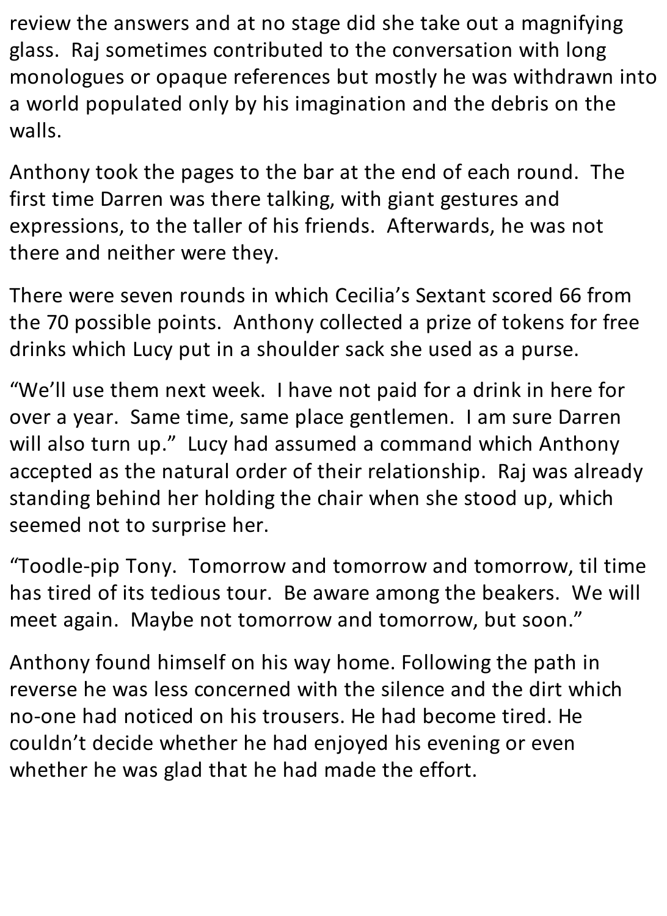review the answers and at no stage did she take out a magnifying glass. Raj sometimes contributed to the conversation with long monologues or opaque references but mostly he was withdrawn into a world populated only by his imagination and the debris on the walls.

Anthony took the pages to the bar at the end of each round. The first time Darren was there talking, with giant gestures and expressions, to the taller of his friends. Afterwards, he was not there and neither were they.

There were seven rounds in which Cecilia's Sextant scored 66 from the 70 possible points. Anthony collected a prize of tokens for free drinks which Lucy put in a shoulder sack she used as a purse.

"We'll use them next week. I have not paid for a drink in here for over a year. Same time, same place gentlemen. I am sure Darren will also turn up." Lucy had assumed a command which Anthony accepted as the natural order of their relationship. Raj was already standing behind her holding the chair when she stood up, which seemed not to surprise her.

"Toodle-pip Tony. Tomorrow and tomorrow and tomorrow, til time has tired of its tedious tour. Be aware among the beakers. We will meet again. Maybe not tomorrow and tomorrow, but soon."

Anthony found himself on his way home. Following the path in reverse he was less concerned with the silence and the dirt which no-one had noticed on his trousers. He had become tired. He couldn't decide whether he had enjoyed his evening or even whether he was glad that he had made the effort.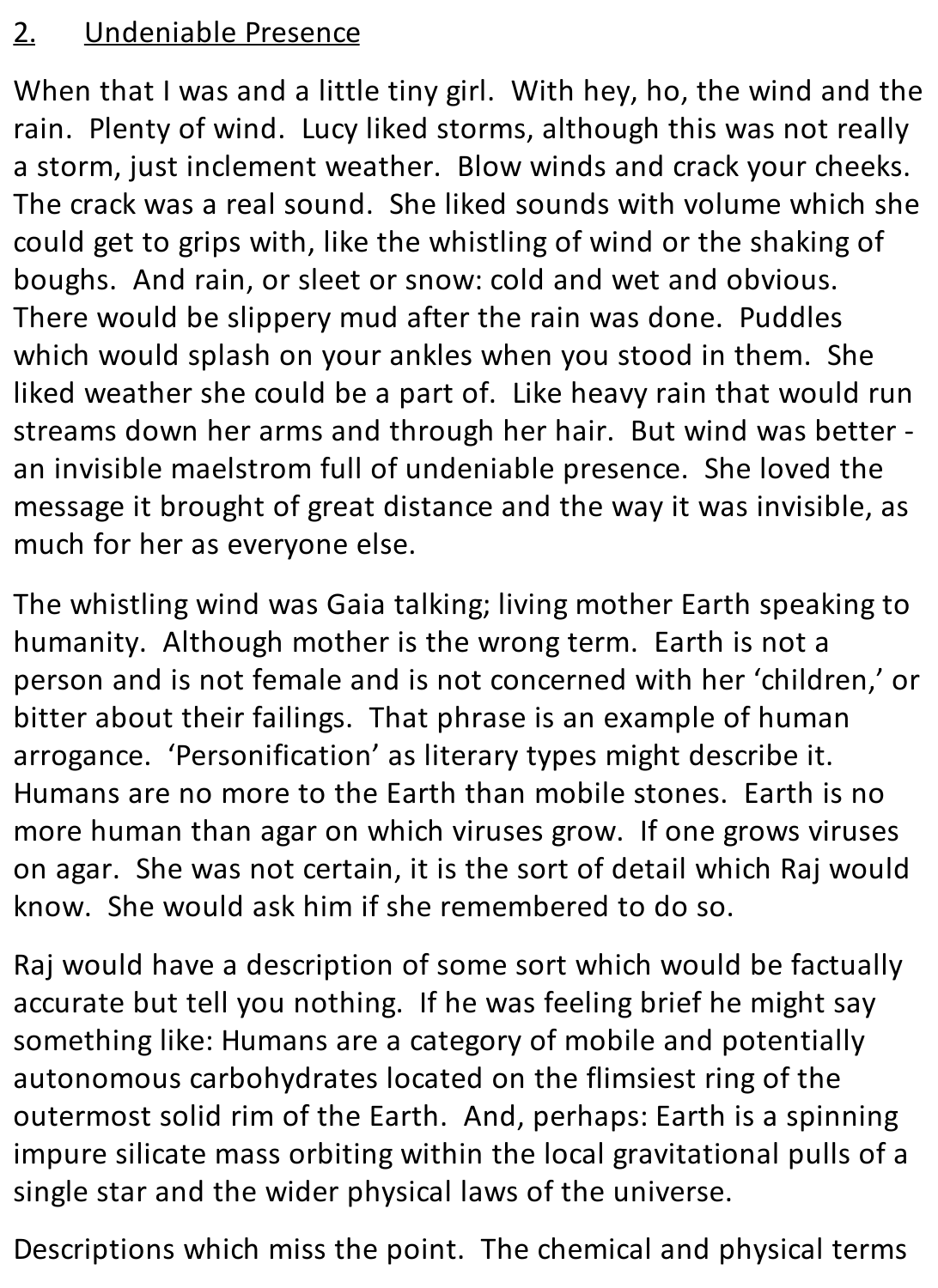## 2. Undeniable Presence

When that I was and a little tiny girl. With hey, ho, the wind and the rain. Plenty of wind. Lucy liked storms, although this was not really a storm, just inclement weather. Blow winds and crack your cheeks. The crack was a real sound. She liked sounds with volume which she could get to grips with, like the whistling of wind or the shaking of boughs. And rain, or sleet or snow: cold and wet and obvious. There would be slippery mud after the rain was done. Puddles which would splash on your ankles when you stood in them. She liked weather she could be a part of. Like heavy rain that would run streams down her arms and through her hair. But wind was better - an invisible maelstrom full of undeniable presence. She loved the message it brought of great distance and the way it was invisible, as much for her as everyone else.

The whistling wind was Gaia talking; living mother Earth speaking to humanity. Although mother is the wrong term. Earth is not a person and is not female and is not concerned with her 'children,' or bitter about their failings. That phrase is an example of human arrogance. 'Personification' as literary types might describe it. Humans are no more to the Earth than mobile stones. Earth is no more human than agar on which viruses grow. If one grows viruses on agar. She was not certain, it is the sort of detail which Raj would know. She would ask him if she remembered to do so.

Raj would have a description of some sort which would be factually accurate but tell you nothing. If he was feeling brief he might say something like: Humans are a category of mobile and potentially autonomous carbohydrates located on the flimsiest ring of the outermost solid rim of the Earth. And, perhaps: Earth is a spinning impure silicate mass orbiting within the local gravitational pulls of a single star and the wider physical laws of the universe.

Descriptions which miss the point. The chemical and physical terms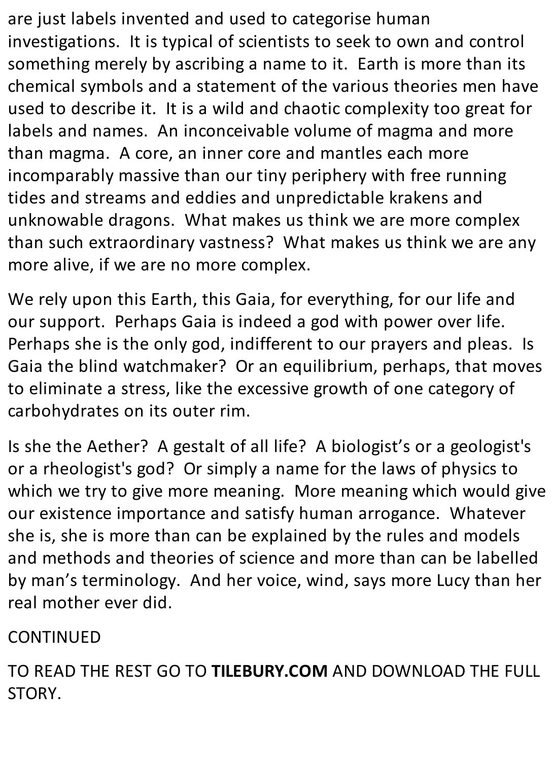are just labels invented and used to categorise human investigations.  It is typical of scientists to seek to own and control something merely by ascribing a name to it.  Earth is more than its chemical symbols and a statement of the various theories men have used to describe it.  It is a wild and chaotic complexity too great for labels and names.  An inconceivable volume of magma and more than magma.  A core, an inner core and mantles each more incomparably massive than our tiny periphery with free running tides and streams and eddies and unpredictable krakens and unknowable dragons.  What makes us think we are more complex than such extraordinary vastness?  What makes us think we are any more alive, if we are no more complex.

We rely upon this Earth, this Gaia, for everything, for our life and our support.  Perhaps Gaia is indeed a god with power over life.  Perhaps she is the only god, indifferent to our prayers and pleas.  Is Gaia the blind watchmaker?  Or an equilibrium, perhaps, that moves to eliminate a stress, like the excessive growth of one category of carbohydrates on its outer rim.

Is she the Aether?  A gestalt of all life?  A biologist's or a geologist's or a rheologist's god?  Or simply a name for the laws of physics to which we try to give more meaning.  More meaning which would give our existence importance and satisfy human arrogance.  Whatever she is, she is more than can be explained by the rules and models and methods and theories of science and more than can be labelled by man's terminology.  And her voice, wind, says more Lucy than her real mother ever did.

CONTINUED

TO READ THE REST GO TO **TILEBURY.COM** AND DOWNLOAD THE FULL STORY.